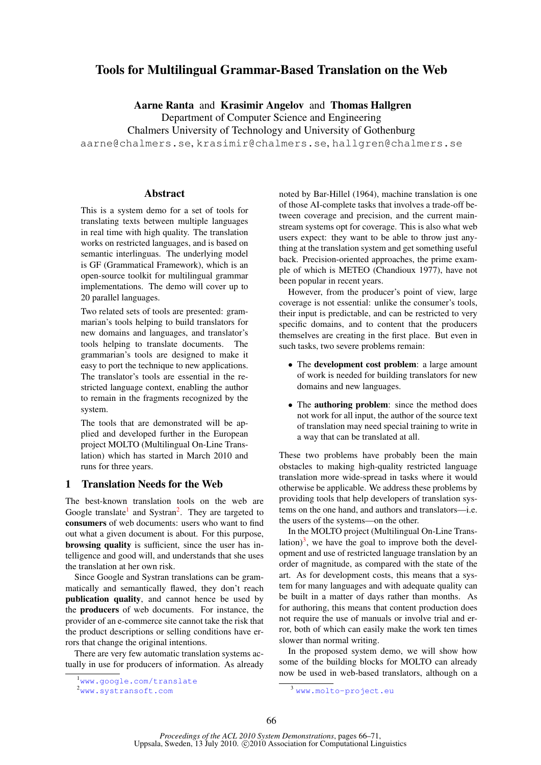# Tools for Multilingual Grammar-Based Translation on the Web

**Aarne Ranta** and **Krasimir Angelov** and **Thomas Hallgren**
Department of Computer Science and Engineering
Chalmers University of Technology and University of Gothenburg
aarne@chalmers.se, krasimir@chalmers.se, hallgren@chalmers.se

## Abstract

This is a system demo for a set of tools for translating texts between multiple languages in real time with high quality. The translation works on restricted languages, and is based on semantic interlinguas. The underlying model is GF (Grammatical Framework), which is an open-source toolkit for multilingual grammar implementations. The demo will cover up to 20 parallel languages.

Two related sets of tools are presented: grammarian's tools helping to build translators for new domains and languages, and translator's tools helping to translate documents. The grammarian's tools are designed to make it easy to port the technique to new applications. The translator's tools are essential in the restricted language context, enabling the author to remain in the fragments recognized by the system.

The tools that are demonstrated will be applied and developed further in the European project MOLTO (Multilingual On-Line Translation) which has started in March 2010 and runs for three years.

## 1 Translation Needs for the Web

The best-known translation tools on the web are Google translate[1] and Systran[2]. They are targeted to **consumers** of web documents: users who want to find out what a given document is about. For this purpose, **browsing quality** is sufficient, since the user has intelligence and good will, and understands that she uses the translation at her own risk.

Since Google and Systran translations can be grammatically and semantically flawed, they don't reach **publication quality**, and cannot hence be used by the **producers** of web documents. For instance, the provider of an e-commerce site cannot take the risk that the product descriptions or selling conditions have errors that change the original intentions.

There are very few automatic translation systems actually in use for producers of information. As already noted by Bar-Hillel (1964), machine translation is one of those AI-complete tasks that involves a trade-off between coverage and precision, and the current mainstream systems opt for coverage. This is also what web users expect: they want to be able to throw just anything at the translation system and get something useful back. Precision-oriented approaches, the prime example of which is METEO (Chandioux 1977), have not been popular in recent years.

However, from the producer's point of view, large coverage is not essential: unlike the consumer's tools, their input is predictable, and can be restricted to very specific domains, and to content that the producers themselves are creating in the first place. But even in such tasks, two severe problems remain:

- The **development cost problem**: a large amount of work is needed for building translators for new domains and new languages.
- The **authoring problem**: since the method does not work for all input, the author of the source text of translation may need special training to write in a way that can be translated at all.

These two problems have probably been the main obstacles to making high-quality restricted language translation more wide-spread in tasks where it would otherwise be applicable. We address these problems by providing tools that help developers of translation systems on the one hand, and authors and translators—i.e. the users of the systems—on the other.

In the MOLTO project (Multilingual On-Line Translation)[3], we have the goal to improve both the development and use of restricted language translation by an order of magnitude, as compared with the state of the art. As for development costs, this means that a system for many languages and with adequate quality can be built in a matter of days rather than months. As for authoring, this means that content production does not require the use of manuals or involve trial and error, both of which can easily make the work ten times slower than normal writing.

In the proposed system demo, we will show how some of the building blocks for MOLTO can already now be used in web-based translators, although on a

[1] www.google.com/translate

[2] www.systransoft.com

[3] www.molto-project.eu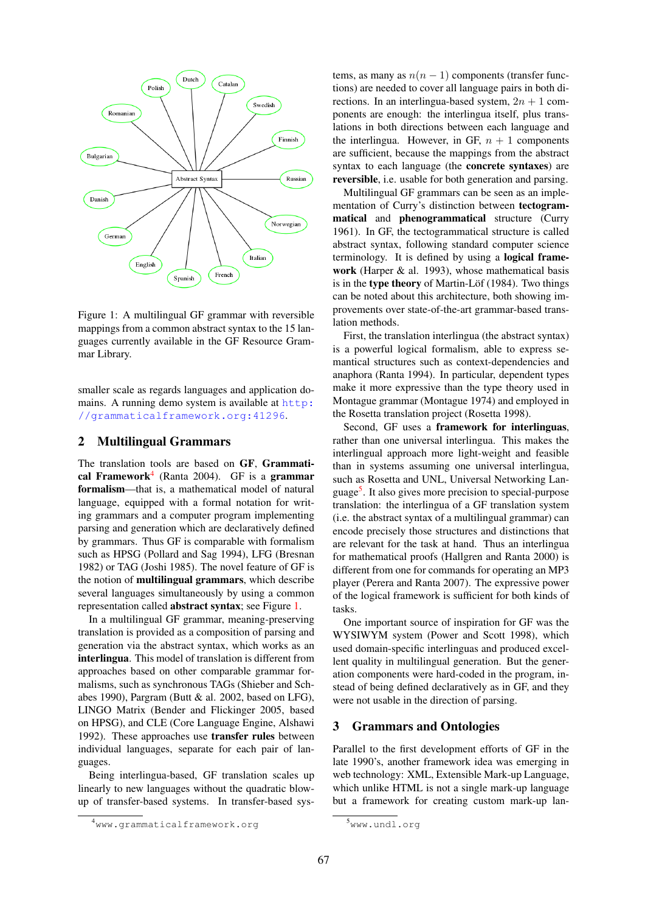Figure 1: A multilingual GF grammar with reversible mappings from a common abstract syntax to the 15 languages currently available in the GF Resource Grammar Library.

smaller scale as regards languages and application domains. A running demo system is available at http://grammaticalframework.org:41296.

## 2 Multilingual Grammars

The translation tools are based on **GF, Grammatical Framework**[4] (Ranta 2004). GF is a **grammar formalism**—that is, a mathematical model of natural language, equipped with a formal notation for writing grammars and a computer program implementing parsing and generation which are declaratively defined by grammars. Thus GF is comparable with formalism such as HPSG (Pollard and Sag 1994), LFG (Bresnan 1982) or TAG (Joshi 1985). The novel feature of GF is the notion of **multilingual grammars**, which describe several languages simultaneously by using a common representation called **abstract syntax**; see Figure 1.

In a multilingual GF grammar, meaning-preserving translation is provided as a composition of parsing and generation via the abstract syntax, which works as an **interlingua**. This model of translation is different from approaches based on other comparable grammar formalisms, such as synchronous TAGs (Shieber and Schabes 1990), Pargram (Butt & al. 2002, based on LFG), LINGO Matrix (Bender and Flickinger 2005, based on HPSG), and CLE (Core Language Engine, Alshawi 1992). These approaches use **transfer rules** between individual languages, separate for each pair of languages.

Being interlingua-based, GF translation scales up linearly to new languages without the quadratic blow-up of transfer-based systems. In transfer-based systems, as many as $n(n-1)$ components (transfer functions) are needed to cover all language pairs in both directions. In an interlingua-based system, $2n+1$ components are enough: the interlingua itself, plus translations in both directions between each language and the interlingua. However, in GF, $n+1$ components are sufficient, because the mappings from the abstract syntax to each language (the **concrete syntaxes**) are **reversible**, i.e. usable for both generation and parsing.

Multilingual GF grammars can be seen as an implementation of Curry's distinction between **tectogrammatical** and **phenogrammatical** structure (Curry 1961). In GF, the tectogrammatical structure is called abstract syntax, following standard computer science terminology. It is defined by using a **logical framework** (Harper & al. 1993), whose mathematical basis is in the **type theory** of Martin-Löf (1984). Two things can be noted about this architecture, both showing improvements over state-of-the-art grammar-based translation methods.

First, the translation interlingua (the abstract syntax) is a powerful logical formalism, able to express semantical structures such as context-dependencies and anaphora (Ranta 1994). In particular, dependent types make it more expressive than the type theory used in Montague grammar (Montague 1974) and employed in the Rosetta translation project (Rosetta 1998).

Second, GF uses a **framework for interlinguas**, rather than one universal interlingua. This makes the interlingual approach more light-weight and feasible than in systems assuming one universal interlingua, such as Rosetta and UNL, Universal Networking Language[5]. It also gives more precision to special-purpose translation: the interlingua of a GF translation system (i.e. the abstract syntax of a multilingual grammar) can encode precisely those structures and distinctions that are relevant for the task at hand. Thus an interlingua for mathematical proofs (Hallgren and Ranta 2000) is different from one for commands for operating an MP3 player (Perera and Ranta 2007). The expressive power of the logical framework is sufficient for both kinds of tasks.

One important source of inspiration for GF was the WYSIWYM system (Power and Scott 1998), which used domain-specific interlinguas and produced excellent quality in multilingual generation. But the generation components were hard-coded in the program, instead of being defined declaratively as in GF, and they were not usable in the direction of parsing.

## 3 Grammars and Ontologies

Parallel to the first development efforts of GF in the late 1990's, another framework idea was emerging in web technology: XML, Extensible Mark-up Language, which unlike HTML is not a single mark-up language but a framework for creating custom mark-up lan-

[4] www.grammaticalframework.org

[5] www.undl.org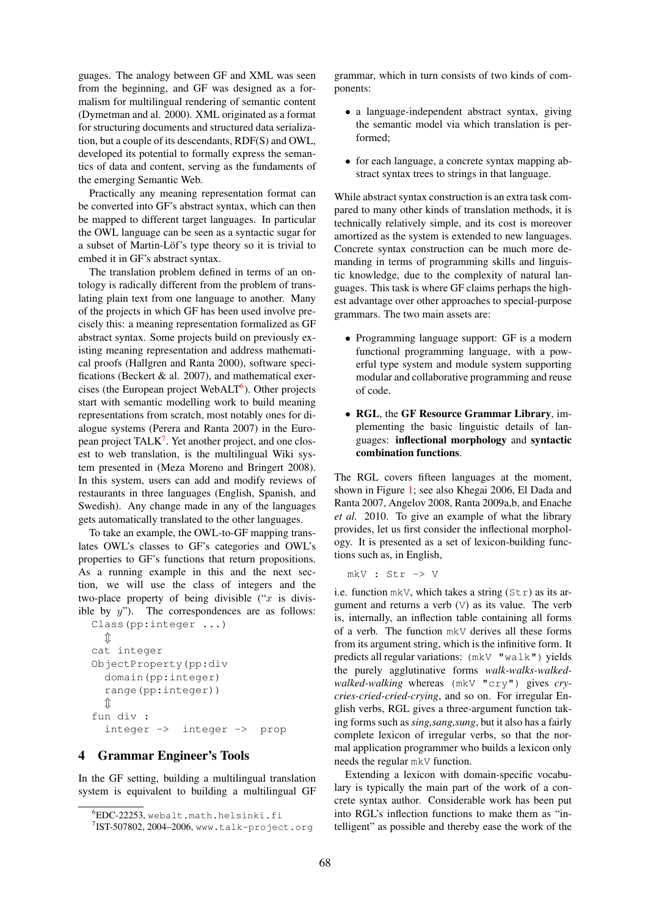guages. The analogy between GF and XML was seen from the beginning, and GF was designed as a formalism for multilingual rendering of semantic content (Dymetman and al. 2000). XML originated as a format for structuring documents and structured data serialization, but a couple of its descendants, RDF(S) and OWL, developed its potential to formally express the semantics of data and content, serving as the fundaments of the emerging Semantic Web.

Practically any meaning representation format can be converted into GF's abstract syntax, which can then be mapped to different target languages. In particular the OWL language can be seen as a syntactic sugar for a subset of Martin-Löf's type theory so it is trivial to embed it in GF's abstract syntax.

The translation problem defined in terms of an ontology is radically different from the problem of translating plain text from one language to another. Many of the projects in which GF has been used involve precisely this: a meaning representation formalized as GF abstract syntax. Some projects build on previously existing meaning representation and address mathematical proofs (Hallgren and Ranta 2000), software specifications (Beckert & al. 2007), and mathematical exercises (the European project WebALT[6]). Other projects start with semantic modelling work to build meaning representations from scratch, most notably ones for dialogue systems (Perera and Ranta 2007) in the European project TALK[7]. Yet another project, and one closest to web translation, is the multilingual Wiki system presented in (Meza Moreno and Bringert 2008). In this system, users can add and modify reviews of restaurants in three languages (English, Spanish, and Swedish). Any change made in any of the languages gets automatically translated to the other languages.

To take an example, the OWL-to-GF mapping translates OWL's classes to GF's categories and OWL's properties to GF's functions that return propositions. As a running example in this and the next section, we will use the class of integers and the two-place property of being divisible ("$x$ is divisible by $y$"). The correspondences are as follows:

```
Class(pp:integer ...)
  ⇕
cat integer
ObjectProperty(pp:div
  domain(pp:integer)
  range(pp:integer))
  ⇕
fun div :
  integer -> integer -> prop
```

## 4 Grammar Engineer's Tools

In the GF setting, building a multilingual translation system is equivalent to building a multilingual GF grammar, which in turn consists of two kinds of components:

- a language-independent abstract syntax, giving the semantic model via which translation is performed;
- for each language, a concrete syntax mapping abstract syntax trees to strings in that language.

While abstract syntax construction is an extra task compared to many other kinds of translation methods, it is technically relatively simple, and its cost is moreover amortized as the system is extended to new languages. Concrete syntax construction can be much more demanding in terms of programming skills and linguistic knowledge, due to the complexity of natural languages. This task is where GF claims perhaps the highest advantage over other approaches to special-purpose grammars. The two main assets are:

- Programming language support: GF is a modern functional programming language, with a powerful type system and module system supporting modular and collaborative programming and reuse of code.
- **RGL**, the **GF Resource Grammar Library**, implementing the basic linguistic details of languages: **inflectional morphology** and **syntactic combination functions**.

The RGL covers fifteen languages at the moment, shown in Figure 1; see also Khegai 2006, El Dada and Ranta 2007, Angelov 2008, Ranta 2009a,b, and Enache *et al.* 2010. To give an example of what the library provides, let us first consider the inflectional morphology. It is presented as a set of lexicon-building functions such as, in English,

```
mkV : Str -> V
```

i.e. function `mkV`, which takes a string (`Str`) as its argument and returns a verb (`V`) as its value. The verb is, internally, an inflection table containing all forms of a verb. The function `mkV` derives all these forms from its argument string, which is the infinitive form. It predicts all regular variations: `(mkV "walk")` yields the purely agglutinative forms *walk-walks-walked-walked-walking* whereas `(mkV "cry")` gives *cry-cries-cried-cried-crying*, and so on. For irregular English verbs, RGL gives a three-argument function taking forms such as *sing,sang,sung*, but it also has a fairly complete lexicon of irregular verbs, so that the normal application programmer who builds a lexicon only needs the regular `mkV` function.

Extending a lexicon with domain-specific vocabulary is typically the main part of the work of a concrete syntax author. Considerable work has been put into RGL's inflection functions to make them as "intelligent" as possible and thereby ease the work of the

[6] EDC-22253, webalt.math.helsinki.fi

[7] IST-507802, 2004–2006, www.talk-project.org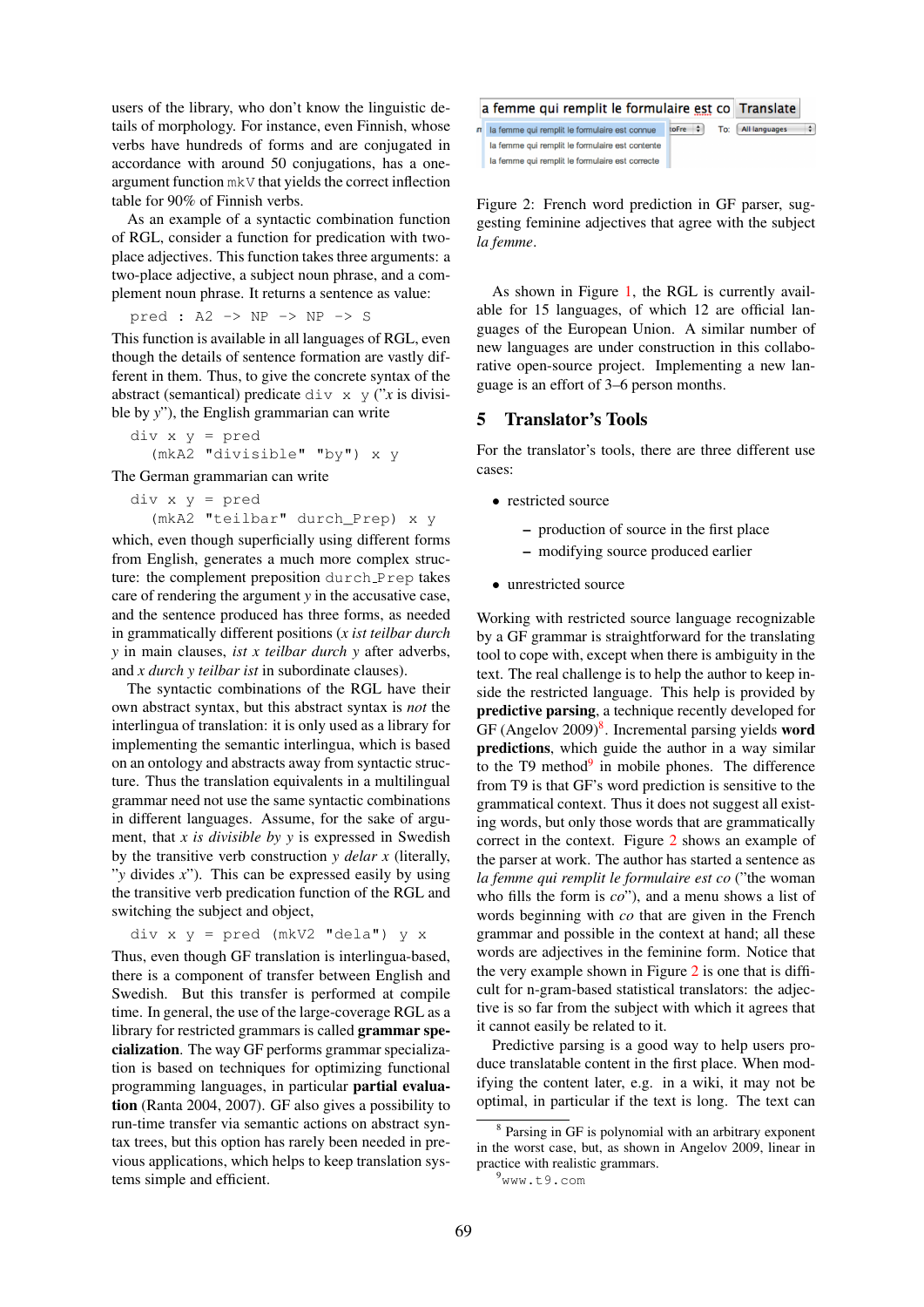users of the library, who don't know the linguistic details of morphology. For instance, even Finnish, whose verbs have hundreds of forms and are conjugated in accordance with around 50 conjugations, has a one-argument function `mkV` that yields the correct inflection table for 90% of Finnish verbs.

As an example of a syntactic combination function of RGL, consider a function for predication with two-place adjectives. This function takes three arguments: a two-place adjective, a subject noun phrase, and a complement noun phrase. It returns a sentence as value:

```
pred : A2 -> NP -> NP -> S
```

This function is available in all languages of RGL, even though the details of sentence formation are vastly different in them. Thus, to give the concrete syntax of the abstract (semantical) predicate `div x y` ("*x* is divisible by *y*"), the English grammarian can write

```
div x y = pred
   (mkA2 "divisible" "by") x y
```

The German grammarian can write

```
div x y = pred
   (mkA2 "teilbar" durch_Prep) x y
```

which, even though superficially using different forms from English, generates a much more complex structure: the complement preposition `durch_Prep` takes care of rendering the argument *y* in the accusative case, and the sentence produced has three forms, as needed in grammatically different positions (*x ist teilbar durch y* in main clauses, *ist x teilbar durch y* after adverbs, and *x durch y teilbar ist* in subordinate clauses).

The syntactic combinations of the RGL have their own abstract syntax, but this abstract syntax is *not* the interlingua of translation: it is only used as a library for implementing the semantic interlingua, which is based on an ontology and abstracts away from syntactic structure. Thus the translation equivalents in a multilingual grammar need not use the same syntactic combinations in different languages. Assume, for the sake of argument, that *x is divisible by y* is expressed in Swedish by the transitive verb construction *y delar x* (literally, "*y* divides *x*"). This can be expressed easily by using the transitive verb predication function of the RGL and switching the subject and object,

```
div x y = pred (mkV2 "dela") y x
```

Thus, even though GF translation is interlingua-based, there is a component of transfer between English and Swedish. But this transfer is performed at compile time. In general, the use of the large-coverage RGL as a library for restricted grammars is called **grammar specialization**. The way GF performs grammar specialization is based on techniques for optimizing functional programming languages, in particular **partial evaluation** (Ranta 2004, 2007). GF also gives a possibility to run-time transfer via semantic actions on abstract syntax trees, but this option has rarely been needed in previous applications, which helps to keep translation systems simple and efficient.

Figure 2: French word prediction in GF parser, suggesting feminine adjectives that agree with the subject *la femme*.

As shown in Figure 1, the RGL is currently available for 15 languages, of which 12 are official languages of the European Union. A similar number of new languages are under construction in this collaborative open-source project. Implementing a new language is an effort of 3–6 person months.

## 5 Translator's Tools

For the translator's tools, there are three different use cases:

- restricted source
  - production of source in the first place
  - modifying source produced earlier
- unrestricted source

Working with restricted source language recognizable by a GF grammar is straightforward for the translating tool to cope with, except when there is ambiguity in the text. The real challenge is to help the author to keep inside the restricted language. This help is provided by **predictive parsing**, a technique recently developed for GF (Angelov 2009)[8]. Incremental parsing yields **word predictions**, which guide the author in a way similar to the T9 method[9] in mobile phones. The difference from T9 is that GF's word prediction is sensitive to the grammatical context. Thus it does not suggest all existing words, but only those words that are grammatically correct in the context. Figure 2 shows an example of the parser at work. The author has started a sentence as *la femme qui remplit le formulaire est co* ("the woman who fills the form is *co*"), and a menu shows a list of words beginning with *co* that are given in the French grammar and possible in the context at hand; all these words are adjectives in the feminine form. Notice that the very example shown in Figure 2 is one that is difficult for n-gram-based statistical translators: the adjective is so far from the subject with which it agrees that it cannot easily be related to it.

Predictive parsing is a good way to help users produce translatable content in the first place. When modifying the content later, e.g. in a wiki, it may not be optimal, in particular if the text is long. The text can

[8] Parsing in GF is polynomial with an arbitrary exponent in the worst case, but, as shown in Angelov 2009, linear in practice with realistic grammars.

[9] www.t9.com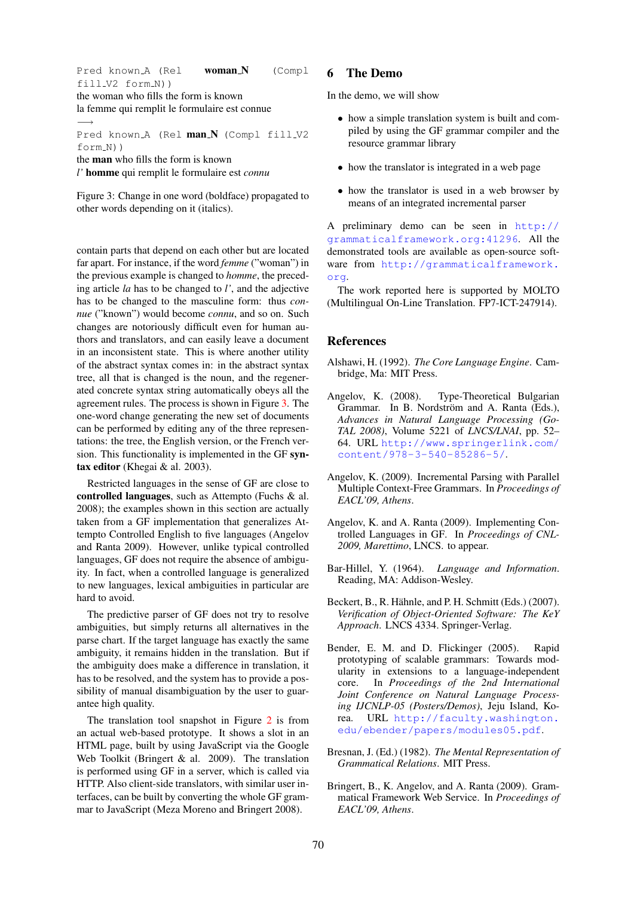```
Pred known_A (Rel woman_N (Compl fill_V2 form_N))
```
the woman who fills the form is known
la femme qui remplit le formulaire est connue
⟶
```
Pred known_A (Rel man_N (Compl fill_V2 form_N))
```
the **man** who fills the form is known
*l'* **homme** qui remplit le formulaire est *connu*

Figure 3: Change in one word (boldface) propagated to other words depending on it (italics).

contain parts that depend on each other but are located far apart. For instance, if the word *femme* ("woman") in the previous example is changed to *homme*, the preceding article *la* has to be changed to *l'*, and the adjective has to be changed to the masculine form: thus *connue* ("known") would become *connu*, and so on. Such changes are notoriously difficult even for human authors and translators, and can easily leave a document in an inconsistent state. This is where another utility of the abstract syntax comes in: in the abstract syntax tree, all that is changed is the noun, and the regenerated concrete syntax string automatically obeys all the agreement rules. The process is shown in Figure 3. The one-word change generating the new set of documents can be performed by editing any of the three representations: the tree, the English version, or the French version. This functionality is implemented in the GF **syntax editor** (Khegai & al. 2003).

Restricted languages in the sense of GF are close to **controlled languages**, such as Attempto (Fuchs & al. 2008); the examples shown in this section are actually taken from a GF implementation that generalizes Attempto Controlled English to five languages (Angelov and Ranta 2009). However, unlike typical controlled languages, GF does not require the absence of ambiguity. In fact, when a controlled language is generalized to new languages, lexical ambiguities in particular are hard to avoid.

The predictive parser of GF does not try to resolve ambiguities, but simply returns all alternatives in the parse chart. If the target language has exactly the same ambiguity, it remains hidden in the translation. But if the ambiguity does make a difference in translation, it has to be resolved, and the system has to provide a possibility of manual disambiguation by the user to guarantee high quality.

The translation tool snapshot in Figure 2 is from an actual web-based prototype. It shows a slot in an HTML page, built by using JavaScript via the Google Web Toolkit (Bringert & al. 2009). The translation is performed using GF in a server, which is called via HTTP. Also client-side translators, with similar user interfaces, can be built by converting the whole GF grammar to JavaScript (Meza Moreno and Bringert 2008).

## 6 The Demo

In the demo, we will show

- how a simple translation system is built and compiled by using the GF grammar compiler and the resource grammar library
- how the translator is integrated in a web page
- how the translator is used in a web browser by means of an integrated incremental parser

A preliminary demo can be seen in http://grammaticalframework.org:41296. All the demonstrated tools are available as open-source software from http://grammaticalframework.org.

The work reported here is supported by MOLTO (Multilingual On-Line Translation. FP7-ICT-247914).

## References

Alshawi, H. (1992). *The Core Language Engine*. Cambridge, Ma: MIT Press.

Angelov, K. (2008). Type-Theoretical Bulgarian Grammar. In B. Nordström and A. Ranta (Eds.), *Advances in Natural Language Processing (GoTAL 2008)*, Volume 5221 of *LNCS/LNAI*, pp. 52–64. URL http://www.springerlink.com/content/978-3-540-85286-5/.

Angelov, K. (2009). Incremental Parsing with Parallel Multiple Context-Free Grammars. In *Proceedings of EACL'09, Athens*.

Angelov, K. and A. Ranta (2009). Implementing Controlled Languages in GF. In *Proceedings of CNL-2009, Marettimo*, LNCS. to appear.

Bar-Hillel, Y. (1964). *Language and Information*. Reading, MA: Addison-Wesley.

Beckert, B., R. Hähnle, and P. H. Schmitt (Eds.) (2007). *Verification of Object-Oriented Software: The KeY Approach*. LNCS 4334. Springer-Verlag.

Bender, E. M. and D. Flickinger (2005). Rapid prototyping of scalable grammars: Towards modularity in extensions to a language-independent core. In *Proceedings of the 2nd International Joint Conference on Natural Language Processing IJCNLP-05 (Posters/Demos)*, Jeju Island, Korea. URL http://faculty.washington.edu/ebender/papers/modules05.pdf.

Bresnan, J. (Ed.) (1982). *The Mental Representation of Grammatical Relations*. MIT Press.

Bringert, B., K. Angelov, and A. Ranta (2009). Grammatical Framework Web Service. In *Proceedings of EACL'09, Athens*.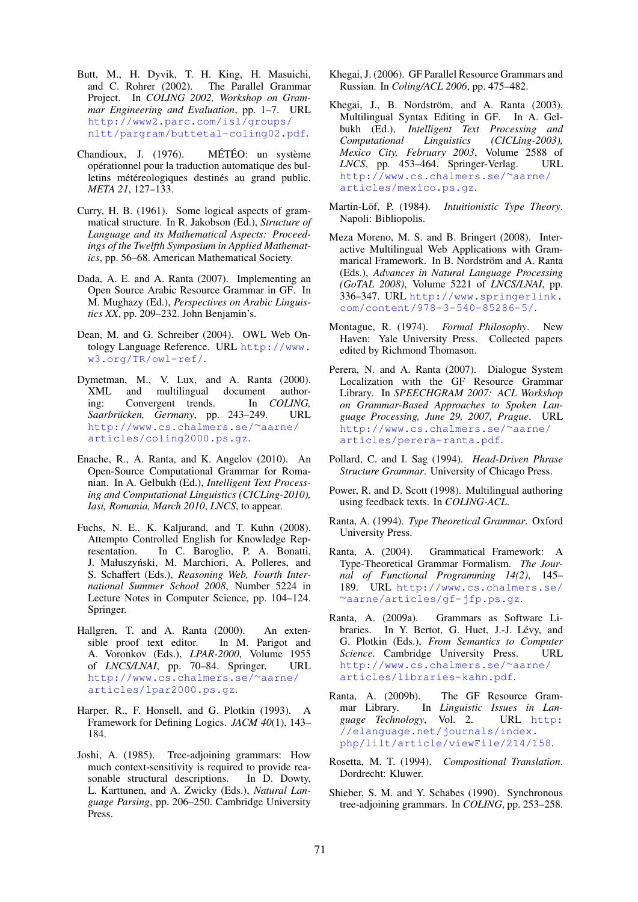Butt, M., H. Dyvik, T. H. King, H. Masuichi, and C. Rohrer (2002). The Parallel Grammar Project. In *COLING 2002, Workshop on Grammar Engineering and Evaluation*, pp. 1–7. URL http://www2.parc.com/isl/groups/nltt/pargram/buttetal-coling02.pdf.

Chandioux, J. (1976). MÉTÉO: un système opérationnel pour la traduction automatique des bulletins météreologiques destinés au grand public. *META 21*, 127–133.

Curry, H. B. (1961). Some logical aspects of grammatical structure. In R. Jakobson (Ed.), *Structure of Language and its Mathematical Aspects: Proceedings of the Twelfth Symposium in Applied Mathematics*, pp. 56–68. American Mathematical Society.

Dada, A. E. and A. Ranta (2007). Implementing an Open Source Arabic Resource Grammar in GF. In M. Mughazy (Ed.), *Perspectives on Arabic Linguistics XX*, pp. 209–232. John Benjamin's.

Dean, M. and G. Schreiber (2004). OWL Web Ontology Language Reference. URL http://www.w3.org/TR/owl-ref/.

Dymetman, M., V. Lux, and A. Ranta (2000). XML and multilingual document authoring: Convergent trends. In *COLING, Saarbrücken, Germany*, pp. 243–249. URL http://www.cs.chalmers.se/~aarne/articles/coling2000.ps.gz.

Enache, R., A. Ranta, and K. Angelov (2010). An Open-Source Computational Grammar for Romanian. In A. Gelbukh (Ed.), *Intelligent Text Processing and Computational Linguistics (CICLing-2010), Iasi, Romania, March 2010*, *LNCS*, to appear.

Fuchs, N. E., K. Kaljurand, and T. Kuhn (2008). Attempto Controlled English for Knowledge Representation. In C. Baroglio, P. A. Bonatti, J. Małuszyński, M. Marchiori, A. Polleres, and S. Schaffert (Eds.), *Reasoning Web, Fourth International Summer School 2008*, Number 5224 in Lecture Notes in Computer Science, pp. 104–124. Springer.

Hallgren, T. and A. Ranta (2000). An extensible proof text editor. In M. Parigot and A. Voronkov (Eds.), *LPAR-2000*, Volume 1955 of *LNCS/LNAI*, pp. 70–84. Springer. URL http://www.cs.chalmers.se/~aarne/articles/lpar2000.ps.gz.

Harper, R., F. Honsell, and G. Plotkin (1993). A Framework for Defining Logics. *JACM 40*(1), 143–184.

Joshi, A. (1985). Tree-adjoining grammars: How much context-sensitivity is required to provide reasonable structural descriptions. In D. Dowty, L. Karttunen, and A. Zwicky (Eds.), *Natural Language Parsing*, pp. 206–250. Cambridge University Press.

Khegai, J. (2006). GF Parallel Resource Grammars and Russian. In *Coling/ACL 2006*, pp. 475–482.

Khegai, J., B. Nordström, and A. Ranta (2003). Multilingual Syntax Editing in GF. In A. Gelbukh (Ed.), *Intelligent Text Processing and Computational Linguistics (CICLing-2003), Mexico City, February 2003*, Volume 2588 of *LNCS*, pp. 453–464. Springer-Verlag. URL http://www.cs.chalmers.se/~aarne/articles/mexico.ps.gz.

Martin-Löf, P. (1984). *Intuitionistic Type Theory*. Napoli: Bibliopolis.

Meza Moreno, M. S. and B. Bringert (2008). Interactive Multilingual Web Applications with Grammarical Framework. In B. Nordström and A. Ranta (Eds.), *Advances in Natural Language Processing (GoTAL 2008)*, Volume 5221 of *LNCS/LNAI*, pp. 336–347. URL http://www.springerlink.com/content/978-3-540-85286-5/.

Montague, R. (1974). *Formal Philosophy*. New Haven: Yale University Press. Collected papers edited by Richmond Thomason.

Perera, N. and A. Ranta (2007). Dialogue System Localization with the GF Resource Grammar Library. In *SPEECHGRAM 2007: ACL Workshop on Grammar-Based Approaches to Spoken Language Processing, June 29, 2007, Prague*. URL http://www.cs.chalmers.se/~aarne/articles/perera-ranta.pdf.

Pollard, C. and I. Sag (1994). *Head-Driven Phrase Structure Grammar*. University of Chicago Press.

Power, R. and D. Scott (1998). Multilingual authoring using feedback texts. In *COLING-ACL*.

Ranta, A. (1994). *Type Theoretical Grammar*. Oxford University Press.

Ranta, A. (2004). Grammatical Framework: A Type-Theoretical Grammar Formalism. *The Journal of Functional Programming 14(2)*, 145–189. URL http://www.cs.chalmers.se/~aarne/articles/gf-jfp.ps.gz.

Ranta, A. (2009a). Grammars as Software Libraries. In Y. Bertot, G. Huet, J.-J. Lévy, and G. Plotkin (Eds.), *From Semantics to Computer Science*. Cambridge University Press. URL http://www.cs.chalmers.se/~aarne/articles/libraries-kahn.pdf.

Ranta, A. (2009b). The GF Resource Grammar Library. In *Linguistic Issues in Language Technology*, Vol. 2. URL http://elanguage.net/journals/index.php/lilt/article/viewFile/214/158.

Rosetta, M. T. (1994). *Compositional Translation*. Dordrecht: Kluwer.

Shieber, S. M. and Y. Schabes (1990). Synchronous tree-adjoining grammars. In *COLING*, pp. 253–258.